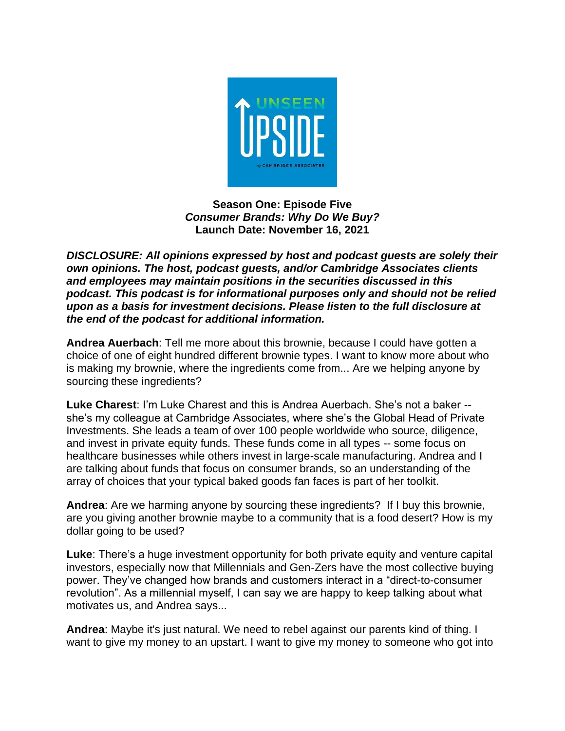**Season One: Episode Five**
***Consumer Brands: Why Do We Buy?***
**Launch Date: November 16, 2021**

***DISCLOSURE: All opinions expressed by host and podcast guests are solely their own opinions. The host, podcast guests, and/or Cambridge Associates clients and employees may maintain positions in the securities discussed in this podcast. This podcast is for informational purposes only and should not be relied upon as a basis for investment decisions. Please listen to the full disclosure at the end of the podcast for additional information.***

**Andrea Auerbach**: Tell me more about this brownie, because I could have gotten a choice of one of eight hundred different brownie types. I want to know more about who is making my brownie, where the ingredients come from... Are we helping anyone by sourcing these ingredients?

**Luke Charest**: I'm Luke Charest and this is Andrea Auerbach. She's not a baker -- she's my colleague at Cambridge Associates, where she's the Global Head of Private Investments. She leads a team of over 100 people worldwide who source, diligence, and invest in private equity funds. These funds come in all types -- some focus on healthcare businesses while others invest in large-scale manufacturing. Andrea and I are talking about funds that focus on consumer brands, so an understanding of the array of choices that your typical baked goods fan faces is part of her toolkit.

**Andrea**: Are we harming anyone by sourcing these ingredients? If I buy this brownie, are you giving another brownie maybe to a community that is a food desert? How is my dollar going to be used?

**Luke**: There's a huge investment opportunity for both private equity and venture capital investors, especially now that Millennials and Gen-Zers have the most collective buying power. They've changed how brands and customers interact in a "direct-to-consumer revolution". As a millennial myself, I can say we are happy to keep talking about what motivates us, and Andrea says...

**Andrea**: Maybe it's just natural. We need to rebel against our parents kind of thing. I want to give my money to an upstart. I want to give my money to someone who got into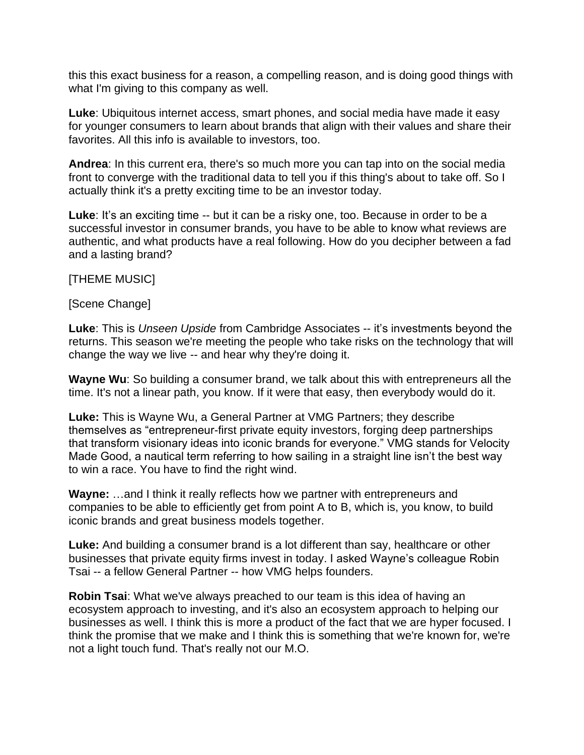this this exact business for a reason, a compelling reason, and is doing good things with what I'm giving to this company as well.

**Luke**: Ubiquitous internet access, smart phones, and social media have made it easy for younger consumers to learn about brands that align with their values and share their favorites. All this info is available to investors, too.

**Andrea**: In this current era, there's so much more you can tap into on the social media front to converge with the traditional data to tell you if this thing's about to take off. So I actually think it's a pretty exciting time to be an investor today.

**Luke**: It's an exciting time -- but it can be a risky one, too. Because in order to be a successful investor in consumer brands, you have to be able to know what reviews are authentic, and what products have a real following. How do you decipher between a fad and a lasting brand?

[THEME MUSIC]

[Scene Change]

**Luke**: This is *Unseen Upside* from Cambridge Associates -- it's investments beyond the returns. This season we're meeting the people who take risks on the technology that will change the way we live -- and hear why they're doing it.

**Wayne Wu**: So building a consumer brand, we talk about this with entrepreneurs all the time. It's not a linear path, you know. If it were that easy, then everybody would do it.

**Luke:** This is Wayne Wu, a General Partner at VMG Partners; they describe themselves as "entrepreneur-first private equity investors, forging deep partnerships that transform visionary ideas into iconic brands for everyone." VMG stands for Velocity Made Good, a nautical term referring to how sailing in a straight line isn't the best way to win a race. You have to find the right wind.

**Wayne:** …and I think it really reflects how we partner with entrepreneurs and companies to be able to efficiently get from point A to B, which is, you know, to build iconic brands and great business models together.

**Luke:** And building a consumer brand is a lot different than say, healthcare or other businesses that private equity firms invest in today. I asked Wayne's colleague Robin Tsai -- a fellow General Partner -- how VMG helps founders.

**Robin Tsai**: What we've always preached to our team is this idea of having an ecosystem approach to investing, and it's also an ecosystem approach to helping our businesses as well. I think this is more a product of the fact that we are hyper focused. I think the promise that we make and I think this is something that we're known for, we're not a light touch fund. That's really not our M.O.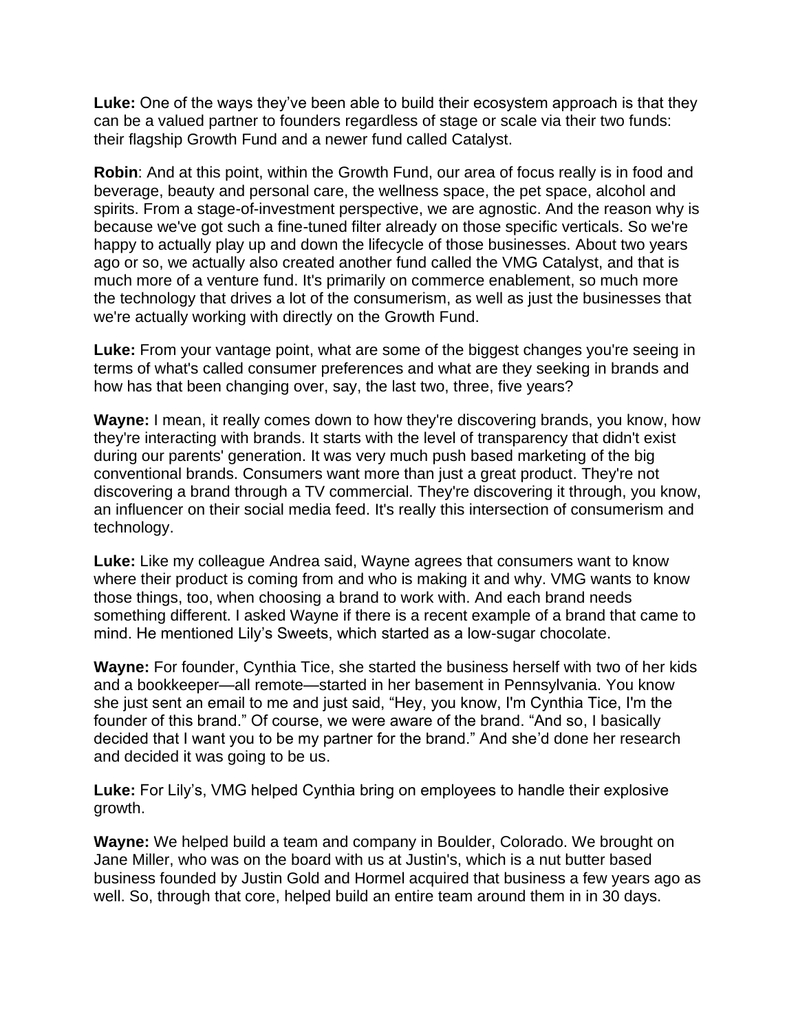**Luke:** One of the ways they've been able to build their ecosystem approach is that they can be a valued partner to founders regardless of stage or scale via their two funds: their flagship Growth Fund and a newer fund called Catalyst.

**Robin**: And at this point, within the Growth Fund, our area of focus really is in food and beverage, beauty and personal care, the wellness space, the pet space, alcohol and spirits. From a stage-of-investment perspective, we are agnostic. And the reason why is because we've got such a fine-tuned filter already on those specific verticals. So we're happy to actually play up and down the lifecycle of those businesses. About two years ago or so, we actually also created another fund called the VMG Catalyst, and that is much more of a venture fund. It's primarily on commerce enablement, so much more the technology that drives a lot of the consumerism, as well as just the businesses that we're actually working with directly on the Growth Fund.

**Luke:** From your vantage point, what are some of the biggest changes you're seeing in terms of what's called consumer preferences and what are they seeking in brands and how has that been changing over, say, the last two, three, five years?

**Wayne:** I mean, it really comes down to how they're discovering brands, you know, how they're interacting with brands. It starts with the level of transparency that didn't exist during our parents' generation. It was very much push based marketing of the big conventional brands. Consumers want more than just a great product. They're not discovering a brand through a TV commercial. They're discovering it through, you know, an influencer on their social media feed. It's really this intersection of consumerism and technology.

**Luke:** Like my colleague Andrea said, Wayne agrees that consumers want to know where their product is coming from and who is making it and why. VMG wants to know those things, too, when choosing a brand to work with. And each brand needs something different. I asked Wayne if there is a recent example of a brand that came to mind. He mentioned Lily's Sweets, which started as a low-sugar chocolate.

**Wayne:** For founder, Cynthia Tice, she started the business herself with two of her kids and a bookkeeper—all remote—started in her basement in Pennsylvania. You know she just sent an email to me and just said, "Hey, you know, I'm Cynthia Tice, I'm the founder of this brand." Of course, we were aware of the brand. "And so, I basically decided that I want you to be my partner for the brand." And she'd done her research and decided it was going to be us.

**Luke:** For Lily's, VMG helped Cynthia bring on employees to handle their explosive growth.

**Wayne:** We helped build a team and company in Boulder, Colorado. We brought on Jane Miller, who was on the board with us at Justin's, which is a nut butter based business founded by Justin Gold and Hormel acquired that business a few years ago as well. So, through that core, helped build an entire team around them in in 30 days.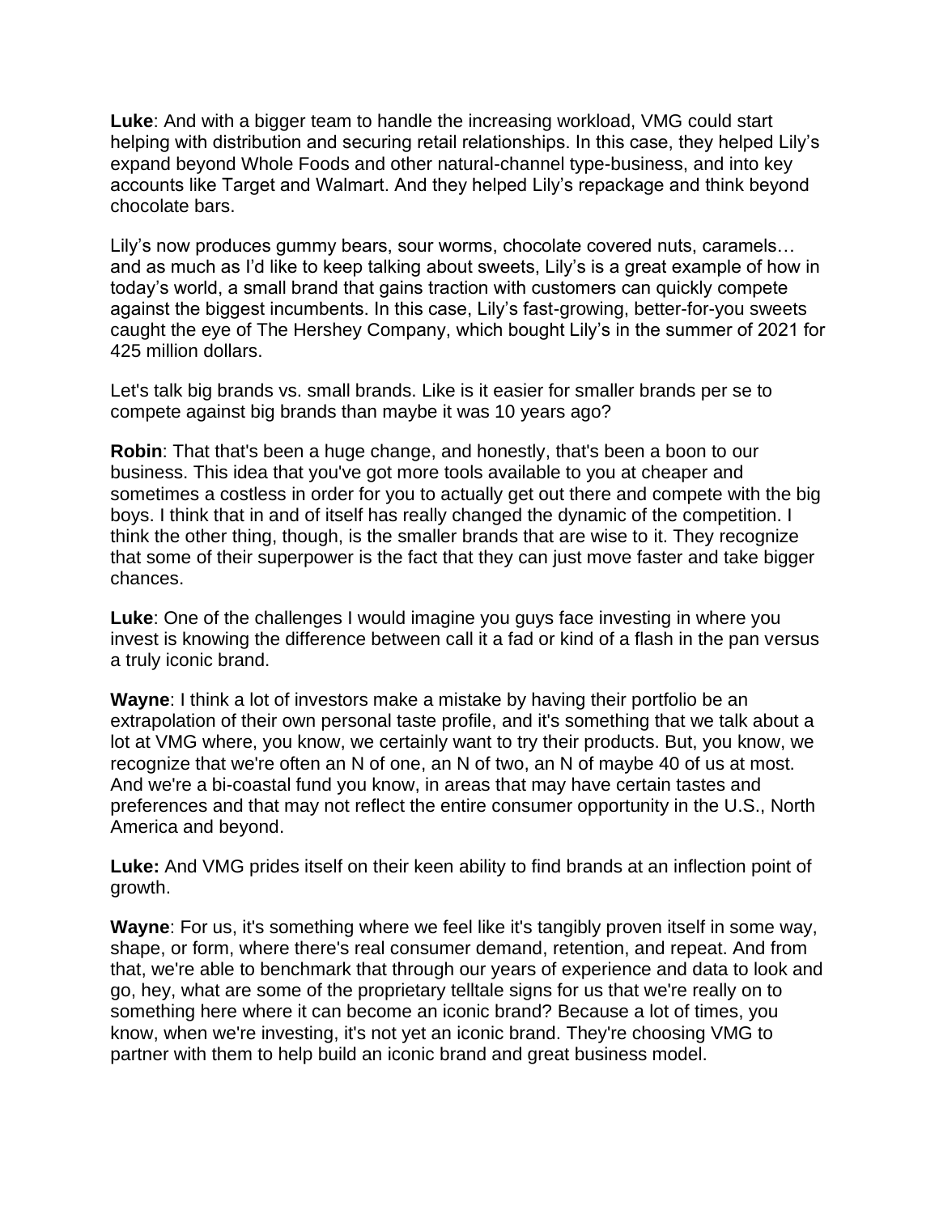**Luke**: And with a bigger team to handle the increasing workload, VMG could start helping with distribution and securing retail relationships. In this case, they helped Lily's expand beyond Whole Foods and other natural-channel type-business, and into key accounts like Target and Walmart. And they helped Lily's repackage and think beyond chocolate bars.

Lily's now produces gummy bears, sour worms, chocolate covered nuts, caramels… and as much as I'd like to keep talking about sweets, Lily's is a great example of how in today's world, a small brand that gains traction with customers can quickly compete against the biggest incumbents. In this case, Lily's fast-growing, better-for-you sweets caught the eye of The Hershey Company, which bought Lily's in the summer of 2021 for 425 million dollars.

Let's talk big brands vs. small brands. Like is it easier for smaller brands per se to compete against big brands than maybe it was 10 years ago?

**Robin**: That that's been a huge change, and honestly, that's been a boon to our business. This idea that you've got more tools available to you at cheaper and sometimes a costless in order for you to actually get out there and compete with the big boys. I think that in and of itself has really changed the dynamic of the competition. I think the other thing, though, is the smaller brands that are wise to it. They recognize that some of their superpower is the fact that they can just move faster and take bigger chances.

**Luke**: One of the challenges I would imagine you guys face investing in where you invest is knowing the difference between call it a fad or kind of a flash in the pan versus a truly iconic brand.

**Wayne**: I think a lot of investors make a mistake by having their portfolio be an extrapolation of their own personal taste profile, and it's something that we talk about a lot at VMG where, you know, we certainly want to try their products. But, you know, we recognize that we're often an N of one, an N of two, an N of maybe 40 of us at most. And we're a bi-coastal fund you know, in areas that may have certain tastes and preferences and that may not reflect the entire consumer opportunity in the U.S., North America and beyond.

**Luke:** And VMG prides itself on their keen ability to find brands at an inflection point of growth.

**Wayne**: For us, it's something where we feel like it's tangibly proven itself in some way, shape, or form, where there's real consumer demand, retention, and repeat. And from that, we're able to benchmark that through our years of experience and data to look and go, hey, what are some of the proprietary telltale signs for us that we're really on to something here where it can become an iconic brand? Because a lot of times, you know, when we're investing, it's not yet an iconic brand. They're choosing VMG to partner with them to help build an iconic brand and great business model.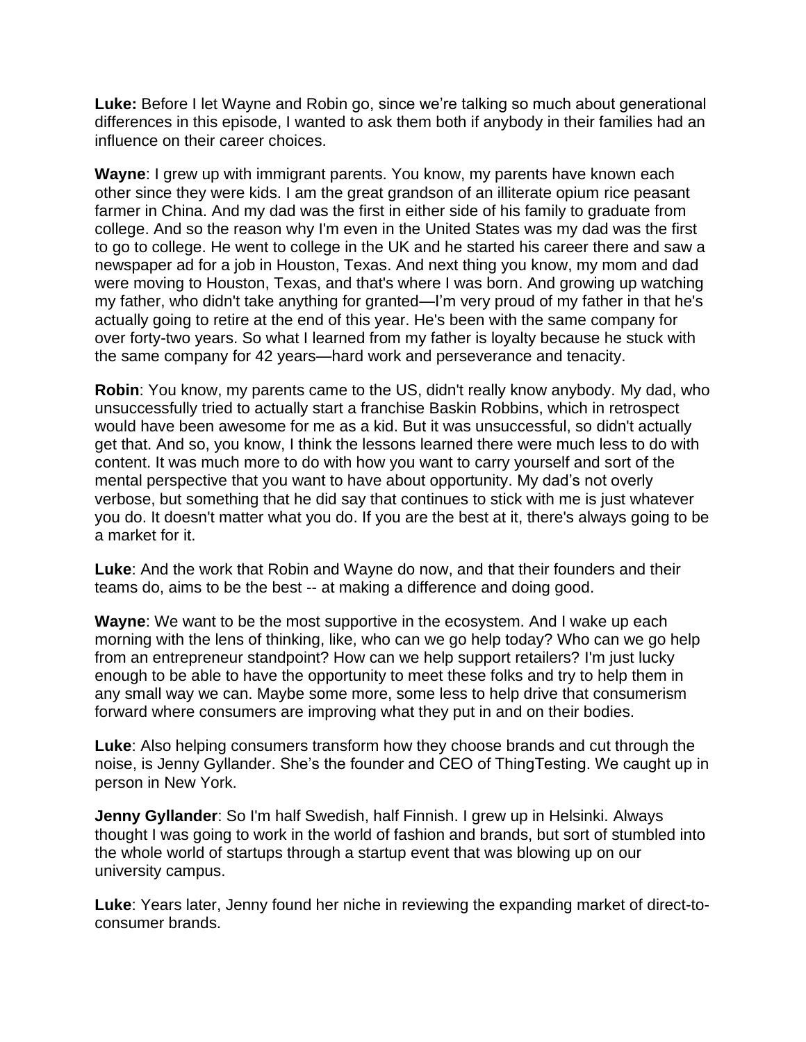**Luke:** Before I let Wayne and Robin go, since we're talking so much about generational differences in this episode, I wanted to ask them both if anybody in their families had an influence on their career choices.

**Wayne**: I grew up with immigrant parents. You know, my parents have known each other since they were kids. I am the great grandson of an illiterate opium rice peasant farmer in China. And my dad was the first in either side of his family to graduate from college. And so the reason why I'm even in the United States was my dad was the first to go to college. He went to college in the UK and he started his career there and saw a newspaper ad for a job in Houston, Texas. And next thing you know, my mom and dad were moving to Houston, Texas, and that's where I was born. And growing up watching my father, who didn't take anything for granted—I'm very proud of my father in that he's actually going to retire at the end of this year. He's been with the same company for over forty-two years. So what I learned from my father is loyalty because he stuck with the same company for 42 years—hard work and perseverance and tenacity.

**Robin**: You know, my parents came to the US, didn't really know anybody. My dad, who unsuccessfully tried to actually start a franchise Baskin Robbins, which in retrospect would have been awesome for me as a kid. But it was unsuccessful, so didn't actually get that. And so, you know, I think the lessons learned there were much less to do with content. It was much more to do with how you want to carry yourself and sort of the mental perspective that you want to have about opportunity. My dad's not overly verbose, but something that he did say that continues to stick with me is just whatever you do. It doesn't matter what you do. If you are the best at it, there's always going to be a market for it.

**Luke**: And the work that Robin and Wayne do now, and that their founders and their teams do, aims to be the best -- at making a difference and doing good.

**Wayne**: We want to be the most supportive in the ecosystem. And I wake up each morning with the lens of thinking, like, who can we go help today? Who can we go help from an entrepreneur standpoint? How can we help support retailers? I'm just lucky enough to be able to have the opportunity to meet these folks and try to help them in any small way we can. Maybe some more, some less to help drive that consumerism forward where consumers are improving what they put in and on their bodies.

**Luke**: Also helping consumers transform how they choose brands and cut through the noise, is Jenny Gyllander. She's the founder and CEO of ThingTesting. We caught up in person in New York.

**Jenny Gyllander**: So I'm half Swedish, half Finnish. I grew up in Helsinki. Always thought I was going to work in the world of fashion and brands, but sort of stumbled into the whole world of startups through a startup event that was blowing up on our university campus.

**Luke**: Years later, Jenny found her niche in reviewing the expanding market of direct-to-consumer brands.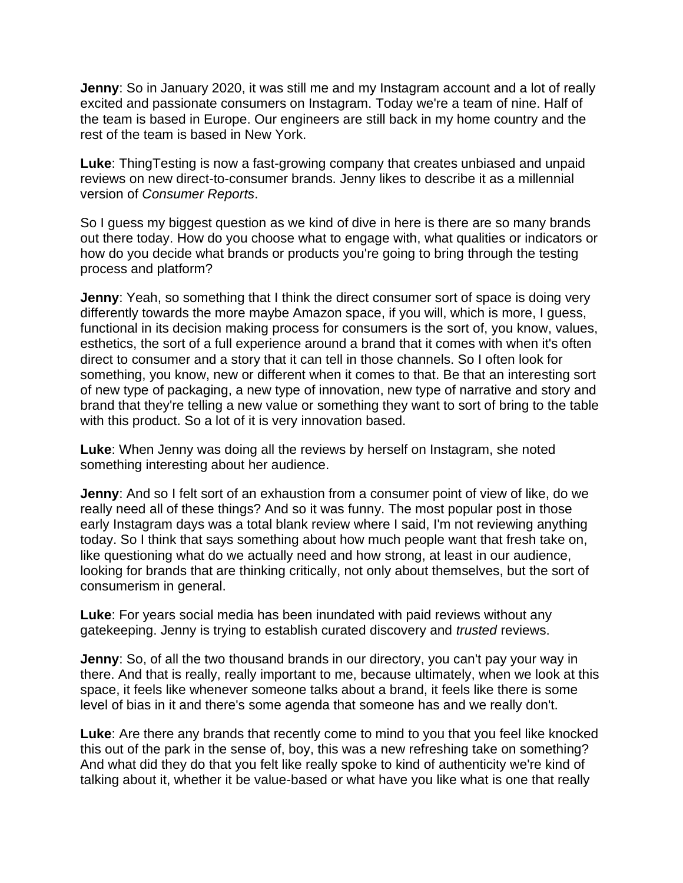**Jenny**: So in January 2020, it was still me and my Instagram account and a lot of really excited and passionate consumers on Instagram. Today we're a team of nine. Half of the team is based in Europe. Our engineers are still back in my home country and the rest of the team is based in New York.

**Luke**: ThingTesting is now a fast-growing company that creates unbiased and unpaid reviews on new direct-to-consumer brands. Jenny likes to describe it as a millennial version of *Consumer Reports*.

So I guess my biggest question as we kind of dive in here is there are so many brands out there today. How do you choose what to engage with, what qualities or indicators or how do you decide what brands or products you're going to bring through the testing process and platform?

**Jenny**: Yeah, so something that I think the direct consumer sort of space is doing very differently towards the more maybe Amazon space, if you will, which is more, I guess, functional in its decision making process for consumers is the sort of, you know, values, esthetics, the sort of a full experience around a brand that it comes with when it's often direct to consumer and a story that it can tell in those channels. So I often look for something, you know, new or different when it comes to that. Be that an interesting sort of new type of packaging, a new type of innovation, new type of narrative and story and brand that they're telling a new value or something they want to sort of bring to the table with this product. So a lot of it is very innovation based.

**Luke**: When Jenny was doing all the reviews by herself on Instagram, she noted something interesting about her audience.

**Jenny**: And so I felt sort of an exhaustion from a consumer point of view of like, do we really need all of these things? And so it was funny. The most popular post in those early Instagram days was a total blank review where I said, I'm not reviewing anything today. So I think that says something about how much people want that fresh take on, like questioning what do we actually need and how strong, at least in our audience, looking for brands that are thinking critically, not only about themselves, but the sort of consumerism in general.

**Luke**: For years social media has been inundated with paid reviews without any gatekeeping. Jenny is trying to establish curated discovery and *trusted* reviews.

**Jenny**: So, of all the two thousand brands in our directory, you can't pay your way in there. And that is really, really important to me, because ultimately, when we look at this space, it feels like whenever someone talks about a brand, it feels like there is some level of bias in it and there's some agenda that someone has and we really don't.

**Luke**: Are there any brands that recently come to mind to you that you feel like knocked this out of the park in the sense of, boy, this was a new refreshing take on something? And what did they do that you felt like really spoke to kind of authenticity we're kind of talking about it, whether it be value-based or what have you like what is one that really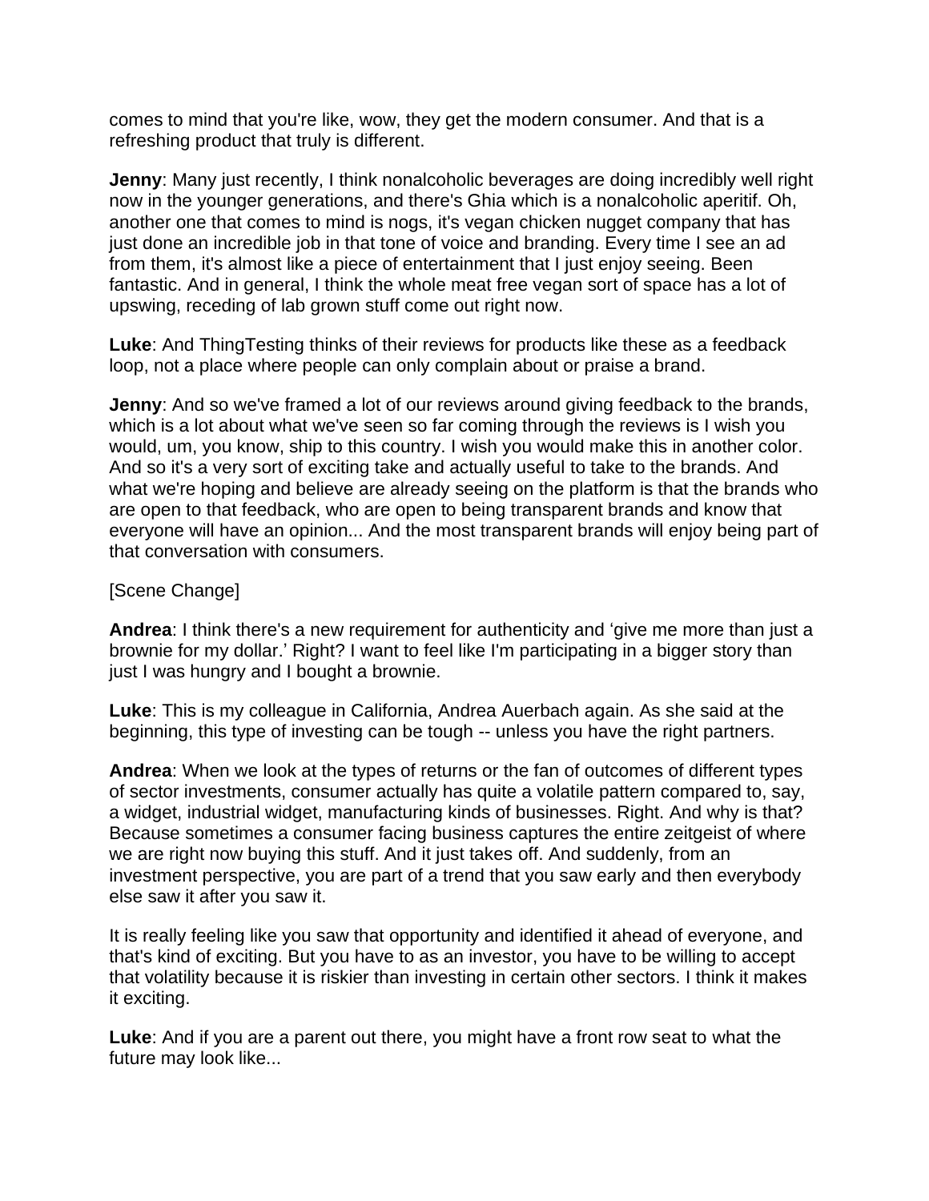comes to mind that you're like, wow, they get the modern consumer. And that is a refreshing product that truly is different.

**Jenny**: Many just recently, I think nonalcoholic beverages are doing incredibly well right now in the younger generations, and there's Ghia which is a nonalcoholic aperitif. Oh, another one that comes to mind is nogs, it's vegan chicken nugget company that has just done an incredible job in that tone of voice and branding. Every time I see an ad from them, it's almost like a piece of entertainment that I just enjoy seeing. Been fantastic. And in general, I think the whole meat free vegan sort of space has a lot of upswing, receding of lab grown stuff come out right now.

**Luke**: And ThingTesting thinks of their reviews for products like these as a feedback loop, not a place where people can only complain about or praise a brand.

**Jenny**: And so we've framed a lot of our reviews around giving feedback to the brands, which is a lot about what we've seen so far coming through the reviews is I wish you would, um, you know, ship to this country. I wish you would make this in another color. And so it's a very sort of exciting take and actually useful to take to the brands. And what we're hoping and believe are already seeing on the platform is that the brands who are open to that feedback, who are open to being transparent brands and know that everyone will have an opinion... And the most transparent brands will enjoy being part of that conversation with consumers.

[Scene Change]

**Andrea**: I think there's a new requirement for authenticity and 'give me more than just a brownie for my dollar.' Right? I want to feel like I'm participating in a bigger story than just I was hungry and I bought a brownie.

**Luke**: This is my colleague in California, Andrea Auerbach again. As she said at the beginning, this type of investing can be tough -- unless you have the right partners.

**Andrea**: When we look at the types of returns or the fan of outcomes of different types of sector investments, consumer actually has quite a volatile pattern compared to, say, a widget, industrial widget, manufacturing kinds of businesses. Right. And why is that? Because sometimes a consumer facing business captures the entire zeitgeist of where we are right now buying this stuff. And it just takes off. And suddenly, from an investment perspective, you are part of a trend that you saw early and then everybody else saw it after you saw it.

It is really feeling like you saw that opportunity and identified it ahead of everyone, and that's kind of exciting. But you have to as an investor, you have to be willing to accept that volatility because it is riskier than investing in certain other sectors. I think it makes it exciting.

**Luke**: And if you are a parent out there, you might have a front row seat to what the future may look like...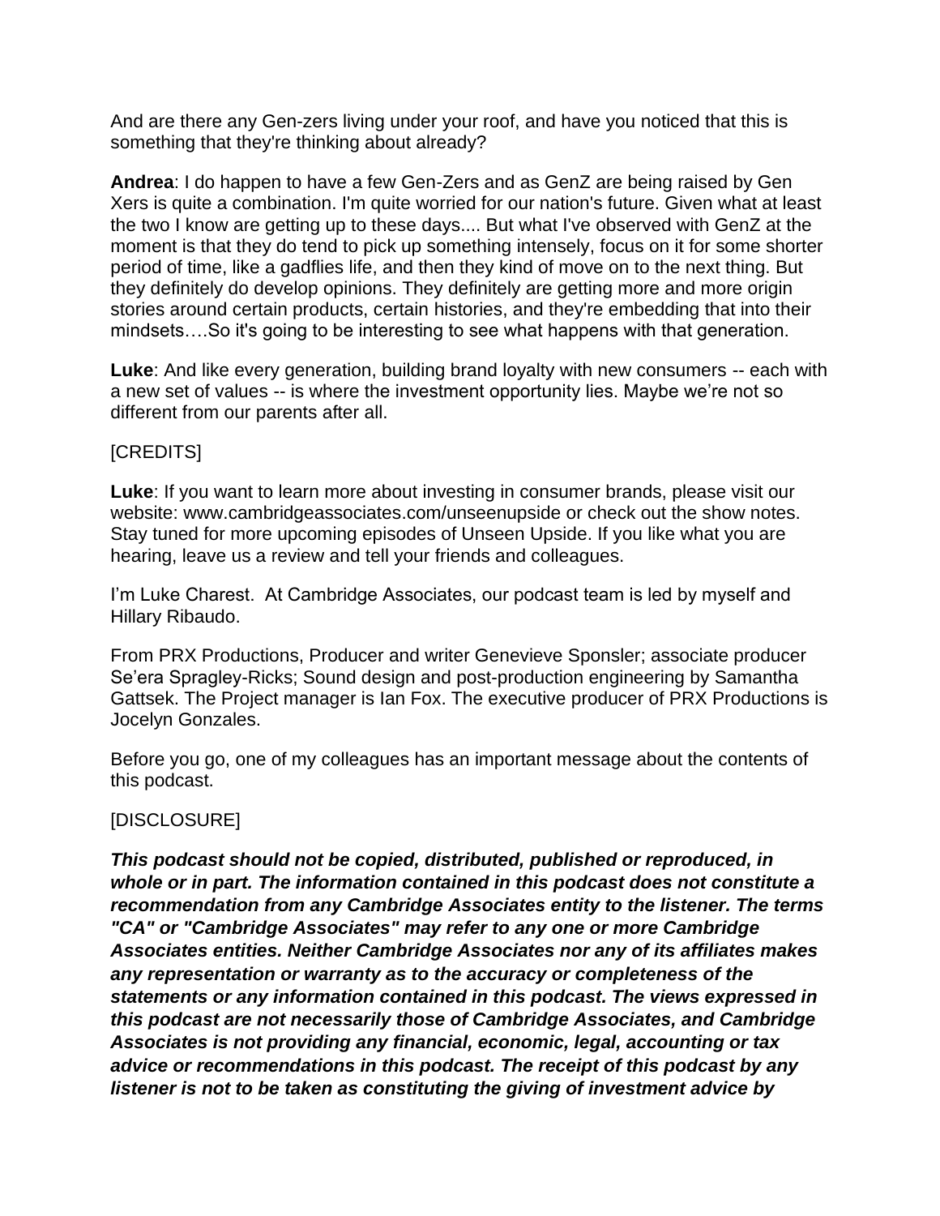And are there any Gen-zers living under your roof, and have you noticed that this is something that they're thinking about already?

**Andrea**: I do happen to have a few Gen-Zers and as GenZ are being raised by Gen Xers is quite a combination. I'm quite worried for our nation's future. Given what at least the two I know are getting up to these days.... But what I've observed with GenZ at the moment is that they do tend to pick up something intensely, focus on it for some shorter period of time, like a gadflies life, and then they kind of move on to the next thing. But they definitely do develop opinions. They definitely are getting more and more origin stories around certain products, certain histories, and they're embedding that into their mindsets….So it's going to be interesting to see what happens with that generation.

**Luke**: And like every generation, building brand loyalty with new consumers -- each with a new set of values -- is where the investment opportunity lies. Maybe we're not so different from our parents after all.

[CREDITS]

**Luke**: If you want to learn more about investing in consumer brands, please visit our website: www.cambridgeassociates.com/unseenupside or check out the show notes. Stay tuned for more upcoming episodes of Unseen Upside. If you like what you are hearing, leave us a review and tell your friends and colleagues.

I'm Luke Charest. At Cambridge Associates, our podcast team is led by myself and Hillary Ribaudo.

From PRX Productions, Producer and writer Genevieve Sponsler; associate producer Se'era Spragley-Ricks; Sound design and post-production engineering by Samantha Gattsek. The Project manager is Ian Fox. The executive producer of PRX Productions is Jocelyn Gonzales.

Before you go, one of my colleagues has an important message about the contents of this podcast.

[DISCLOSURE]

***This podcast should not be copied, distributed, published or reproduced, in whole or in part. The information contained in this podcast does not constitute a recommendation from any Cambridge Associates entity to the listener. The terms "CA" or "Cambridge Associates" may refer to any one or more Cambridge Associates entities. Neither Cambridge Associates nor any of its affiliates makes any representation or warranty as to the accuracy or completeness of the statements or any information contained in this podcast. The views expressed in this podcast are not necessarily those of Cambridge Associates, and Cambridge Associates is not providing any financial, economic, legal, accounting or tax advice or recommendations in this podcast. The receipt of this podcast by any listener is not to be taken as constituting the giving of investment advice by***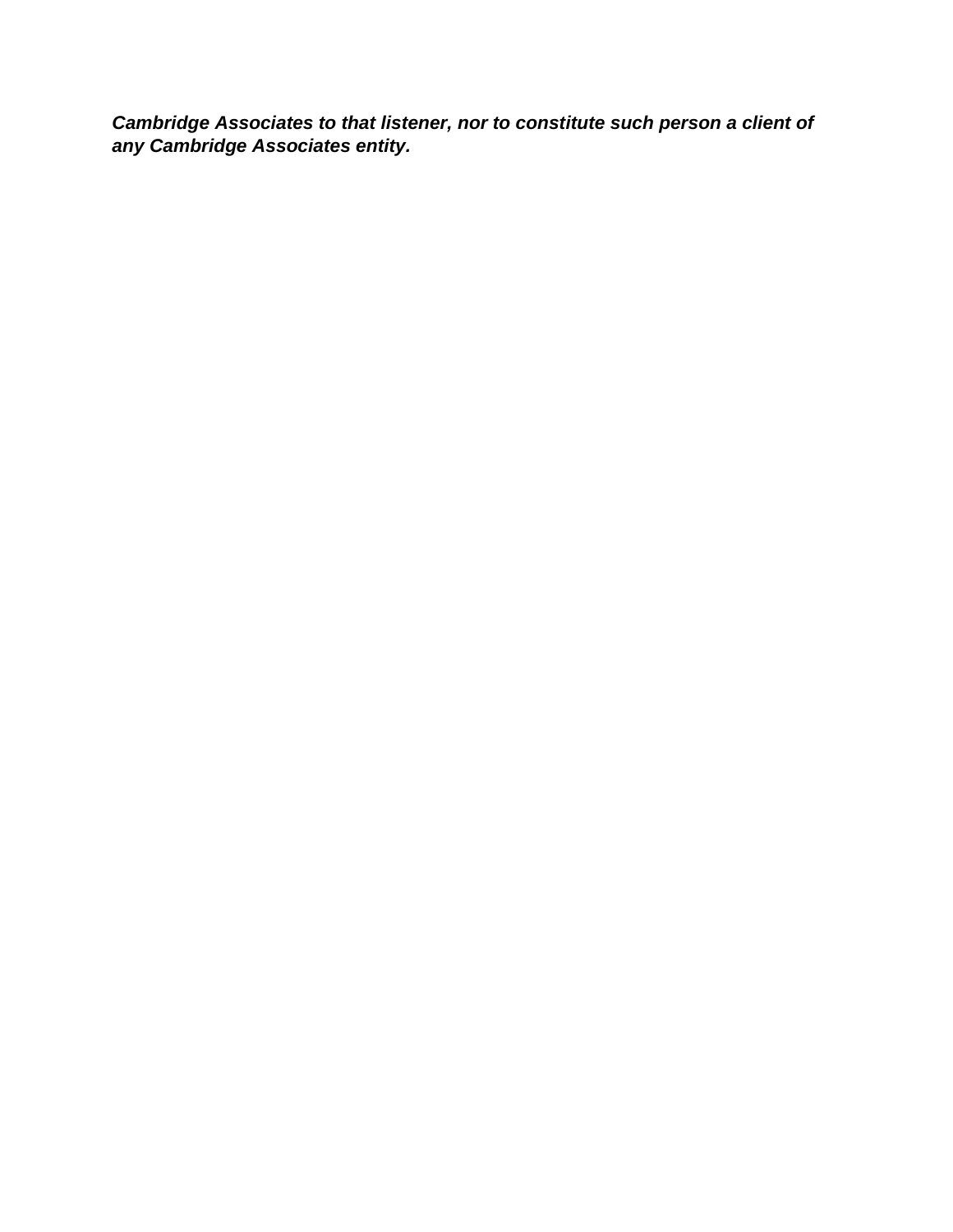***Cambridge Associates to that listener, nor to constitute such person a client of any Cambridge Associates entity.***